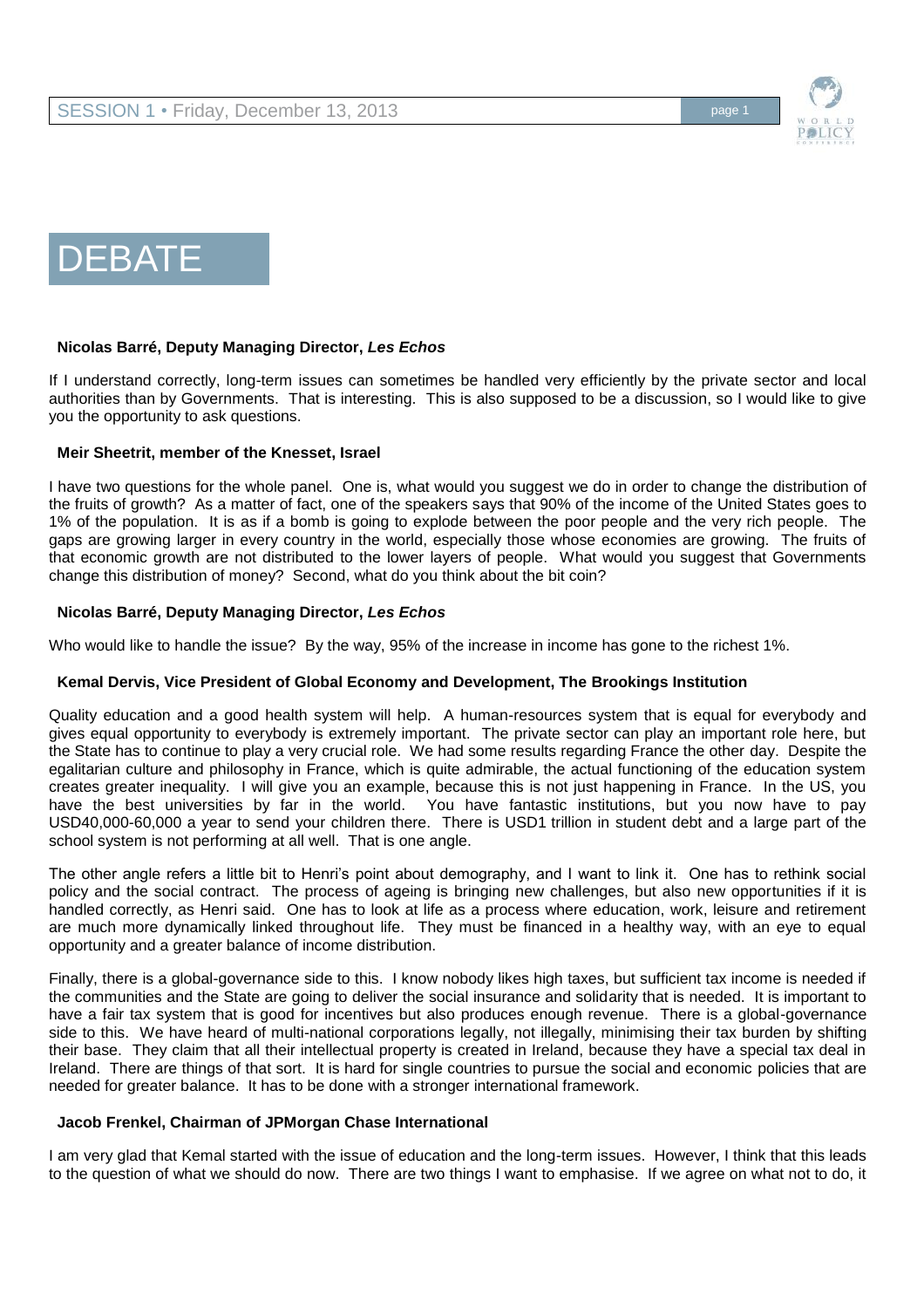# DEBATE

**Nicolas Barré, Deputy Managing Director, *Les Echos***

If I understand correctly, long-term issues can sometimes be handled very efficiently by the private sector and local authorities than by Governments. That is interesting. This is also supposed to be a discussion, so I would like to give you the opportunity to ask questions.

**Meir Sheetrit, member of the Knesset, Israel**

I have two questions for the whole panel. One is, what would you suggest we do in order to change the distribution of the fruits of growth? As a matter of fact, one of the speakers says that 90% of the income of the United States goes to 1% of the population. It is as if a bomb is going to explode between the poor people and the very rich people. The gaps are growing larger in every country in the world, especially those whose economies are growing. The fruits of that economic growth are not distributed to the lower layers of people. What would you suggest that Governments change this distribution of money? Second, what do you think about the bit coin?

**Nicolas Barré, Deputy Managing Director, *Les Echos***

Who would like to handle the issue? By the way, 95% of the increase in income has gone to the richest 1%.

**Kemal Dervis, Vice President of Global Economy and Development, The Brookings Institution**

Quality education and a good health system will help. A human-resources system that is equal for everybody and gives equal opportunity to everybody is extremely important. The private sector can play an important role here, but the State has to continue to play a very crucial role. We had some results regarding France the other day. Despite the egalitarian culture and philosophy in France, which is quite admirable, the actual functioning of the education system creates greater inequality. I will give you an example, because this is not just happening in France. In the US, you have the best universities by far in the world. You have fantastic institutions, but you now have to pay USD40,000-60,000 a year to send your children there. There is USD1 trillion in student debt and a large part of the school system is not performing at all well. That is one angle.

The other angle refers a little bit to Henri's point about demography, and I want to link it. One has to rethink social policy and the social contract. The process of ageing is bringing new challenges, but also new opportunities if it is handled correctly, as Henri said. One has to look at life as a process where education, work, leisure and retirement are much more dynamically linked throughout life. They must be financed in a healthy way, with an eye to equal opportunity and a greater balance of income distribution.

Finally, there is a global-governance side to this. I know nobody likes high taxes, but sufficient tax income is needed if the communities and the State are going to deliver the social insurance and solidarity that is needed. It is important to have a fair tax system that is good for incentives but also produces enough revenue. There is a global-governance side to this. We have heard of multi-national corporations legally, not illegally, minimising their tax burden by shifting their base. They claim that all their intellectual property is created in Ireland, because they have a special tax deal in Ireland. There are things of that sort. It is hard for single countries to pursue the social and economic policies that are needed for greater balance. It has to be done with a stronger international framework.

**Jacob Frenkel, Chairman of JPMorgan Chase International**

I am very glad that Kemal started with the issue of education and the long-term issues. However, I think that this leads to the question of what we should do now. There are two things I want to emphasise. If we agree on what not to do, it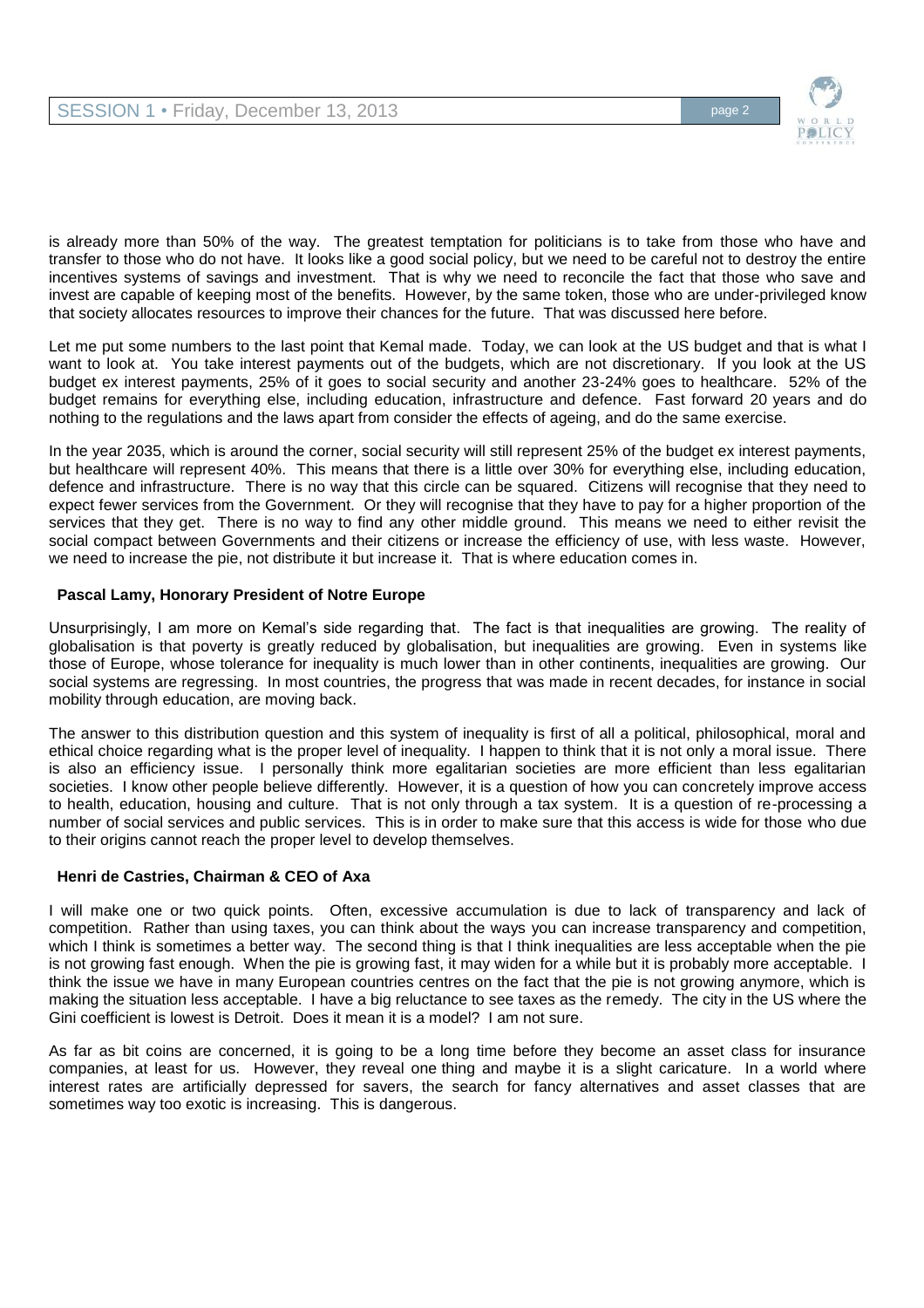is already more than 50% of the way. The greatest temptation for politicians is to take from those who have and transfer to those who do not have. It looks like a good social policy, but we need to be careful not to destroy the entire incentives systems of savings and investment. That is why we need to reconcile the fact that those who save and invest are capable of keeping most of the benefits. However, by the same token, those who are under-privileged know that society allocates resources to improve their chances for the future. That was discussed here before.

Let me put some numbers to the last point that Kemal made. Today, we can look at the US budget and that is what I want to look at. You take interest payments out of the budgets, which are not discretionary. If you look at the US budget ex interest payments, 25% of it goes to social security and another 23-24% goes to healthcare. 52% of the budget remains for everything else, including education, infrastructure and defence. Fast forward 20 years and do nothing to the regulations and the laws apart from consider the effects of ageing, and do the same exercise.

In the year 2035, which is around the corner, social security will still represent 25% of the budget ex interest payments, but healthcare will represent 40%. This means that there is a little over 30% for everything else, including education, defence and infrastructure. There is no way that this circle can be squared. Citizens will recognise that they need to expect fewer services from the Government. Or they will recognise that they have to pay for a higher proportion of the services that they get. There is no way to find any other middle ground. This means we need to either revisit the social compact between Governments and their citizens or increase the efficiency of use, with less waste. However, we need to increase the pie, not distribute it but increase it. That is where education comes in.

### Pascal Lamy, Honorary President of Notre Europe

Unsurprisingly, I am more on Kemal's side regarding that. The fact is that inequalities are growing. The reality of globalisation is that poverty is greatly reduced by globalisation, but inequalities are growing. Even in systems like those of Europe, whose tolerance for inequality is much lower than in other continents, inequalities are growing. Our social systems are regressing. In most countries, the progress that was made in recent decades, for instance in social mobility through education, are moving back.

The answer to this distribution question and this system of inequality is first of all a political, philosophical, moral and ethical choice regarding what is the proper level of inequality. I happen to think that it is not only a moral issue. There is also an efficiency issue. I personally think more egalitarian societies are more efficient than less egalitarian societies. I know other people believe differently. However, it is a question of how you can concretely improve access to health, education, housing and culture. That is not only through a tax system. It is a question of re-processing a number of social services and public services. This is in order to make sure that this access is wide for those who due to their origins cannot reach the proper level to develop themselves.

### Henri de Castries, Chairman & CEO of Axa

I will make one or two quick points. Often, excessive accumulation is due to lack of transparency and lack of competition. Rather than using taxes, you can think about the ways you can increase transparency and competition, which I think is sometimes a better way. The second thing is that I think inequalities are less acceptable when the pie is not growing fast enough. When the pie is growing fast, it may widen for a while but it is probably more acceptable. I think the issue we have in many European countries centres on the fact that the pie is not growing anymore, which is making the situation less acceptable. I have a big reluctance to see taxes as the remedy. The city in the US where the Gini coefficient is lowest is Detroit. Does it mean it is a model? I am not sure.

As far as bit coins are concerned, it is going to be a long time before they become an asset class for insurance companies, at least for us. However, they reveal one thing and maybe it is a slight caricature. In a world where interest rates are artificially depressed for savers, the search for fancy alternatives and asset classes that are sometimes way too exotic is increasing. This is dangerous.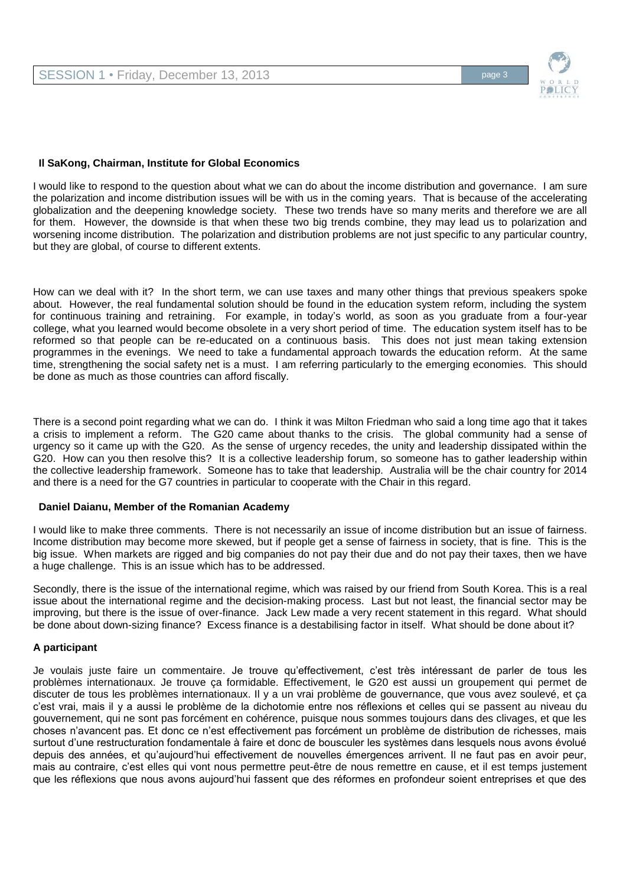**Il SaKong, Chairman, Institute for Global Economics**

I would like to respond to the question about what we can do about the income distribution and governance. I am sure the polarization and income distribution issues will be with us in the coming years. That is because of the accelerating globalization and the deepening knowledge society. These two trends have so many merits and therefore we are all for them. However, the downside is that when these two big trends combine, they may lead us to polarization and worsening income distribution. The polarization and distribution problems are not just specific to any particular country, but they are global, of course to different extents.

How can we deal with it? In the short term, we can use taxes and many other things that previous speakers spoke about. However, the real fundamental solution should be found in the education system reform, including the system for continuous training and retraining. For example, in today's world, as soon as you graduate from a four-year college, what you learned would become obsolete in a very short period of time. The education system itself has to be reformed so that people can be re-educated on a continuous basis. This does not just mean taking extension programmes in the evenings. We need to take a fundamental approach towards the education reform. At the same time, strengthening the social safety net is a must. I am referring particularly to the emerging economies. This should be done as much as those countries can afford fiscally.

There is a second point regarding what we can do. I think it was Milton Friedman who said a long time ago that it takes a crisis to implement a reform. The G20 came about thanks to the crisis. The global community had a sense of urgency so it came up with the G20. As the sense of urgency recedes, the unity and leadership dissipated within the G20. How can you then resolve this? It is a collective leadership forum, so someone has to gather leadership within the collective leadership framework. Someone has to take that leadership. Australia will be the chair country for 2014 and there is a need for the G7 countries in particular to cooperate with the Chair in this regard.

**Daniel Daianu, Member of the Romanian Academy**

I would like to make three comments. There is not necessarily an issue of income distribution but an issue of fairness. Income distribution may become more skewed, but if people get a sense of fairness in society, that is fine. This is the big issue. When markets are rigged and big companies do not pay their due and do not pay their taxes, then we have a huge challenge. This is an issue which has to be addressed.

Secondly, there is the issue of the international regime, which was raised by our friend from South Korea. This is a real issue about the international regime and the decision-making process. Last but not least, the financial sector may be improving, but there is the issue of over-finance. Jack Lew made a very recent statement in this regard. What should be done about down-sizing finance? Excess finance is a destabilising factor in itself. What should be done about it?

**A participant**

Je voulais juste faire un commentaire. Je trouve qu'effectivement, c'est très intéressant de parler de tous les problèmes internationaux. Je trouve ça formidable. Effectivement, le G20 est aussi un groupement qui permet de discuter de tous les problèmes internationaux. Il y a un vrai problème de gouvernance, que vous avez soulevé, et ça c'est vrai, mais il y a aussi le problème de la dichotomie entre nos réflexions et celles qui se passent au niveau du gouvernement, qui ne sont pas forcément en cohérence, puisque nous sommes toujours dans des clivages, et que les choses n'avancent pas. Et donc ce n'est effectivement pas forcément un problème de distribution de richesses, mais surtout d'une restructuration fondamentale à faire et donc de bousculer les systèmes dans lesquels nous avons évolué depuis des années, et qu'aujourd'hui effectivement de nouvelles émergences arrivent. Il ne faut pas en avoir peur, mais au contraire, c'est elles qui vont nous permettre peut-être de nous remettre en cause, et il est temps justement que les réflexions que nous avons aujourd'hui fassent que des réformes en profondeur soient entreprises et que des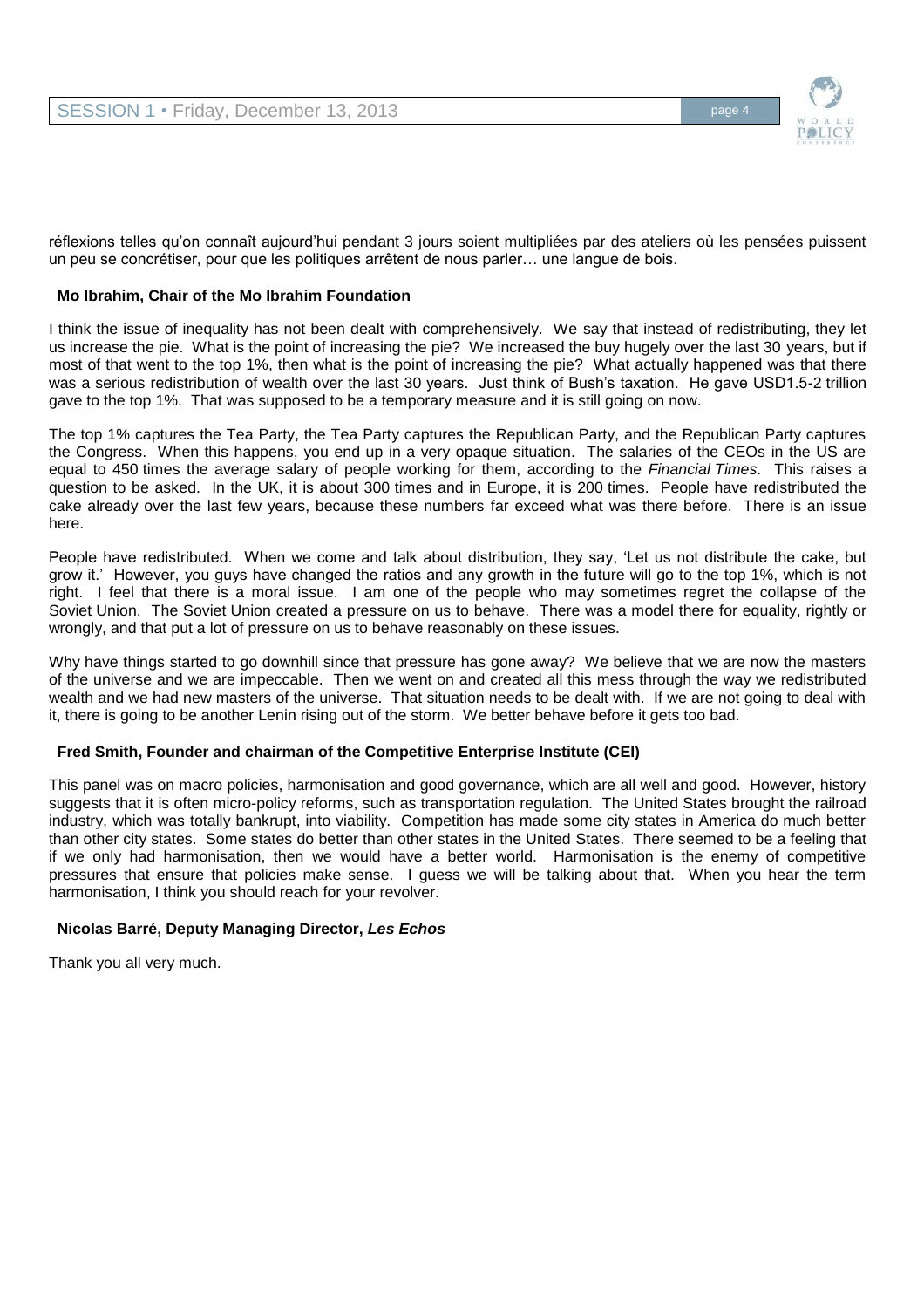réflexions telles qu'on connaît aujourd'hui pendant 3 jours soient multipliées par des ateliers où les pensées puissent un peu se concrétiser, pour que les politiques arrêtent de nous parler… une langue de bois.

**Mo Ibrahim, Chair of the Mo Ibrahim Foundation**

I think the issue of inequality has not been dealt with comprehensively. We say that instead of redistributing, they let us increase the pie. What is the point of increasing the pie? We increased the buy hugely over the last 30 years, but if most of that went to the top 1%, then what is the point of increasing the pie? What actually happened was that there was a serious redistribution of wealth over the last 30 years. Just think of Bush's taxation. He gave USD1.5-2 trillion gave to the top 1%. That was supposed to be a temporary measure and it is still going on now.

The top 1% captures the Tea Party, the Tea Party captures the Republican Party, and the Republican Party captures the Congress. When this happens, you end up in a very opaque situation. The salaries of the CEOs in the US are equal to 450 times the average salary of people working for them, according to the *Financial Times*. This raises a question to be asked. In the UK, it is about 300 times and in Europe, it is 200 times. People have redistributed the cake already over the last few years, because these numbers far exceed what was there before. There is an issue here.

People have redistributed. When we come and talk about distribution, they say, 'Let us not distribute the cake, but grow it.' However, you guys have changed the ratios and any growth in the future will go to the top 1%, which is not right. I feel that there is a moral issue. I am one of the people who may sometimes regret the collapse of the Soviet Union. The Soviet Union created a pressure on us to behave. There was a model there for equality, rightly or wrongly, and that put a lot of pressure on us to behave reasonably on these issues.

Why have things started to go downhill since that pressure has gone away? We believe that we are now the masters of the universe and we are impeccable. Then we went on and created all this mess through the way we redistributed wealth and we had new masters of the universe. That situation needs to be dealt with. If we are not going to deal with it, there is going to be another Lenin rising out of the storm. We better behave before it gets too bad.

**Fred Smith, Founder and chairman of the Competitive Enterprise Institute (CEI)**

This panel was on macro policies, harmonisation and good governance, which are all well and good. However, history suggests that it is often micro-policy reforms, such as transportation regulation. The United States brought the railroad industry, which was totally bankrupt, into viability. Competition has made some city states in America do much better than other city states. Some states do better than other states in the United States. There seemed to be a feeling that if we only had harmonisation, then we would have a better world. Harmonisation is the enemy of competitive pressures that ensure that policies make sense. I guess we will be talking about that. When you hear the term harmonisation, I think you should reach for your revolver.

**Nicolas Barré, Deputy Managing Director, *Les Echos***

Thank you all very much.